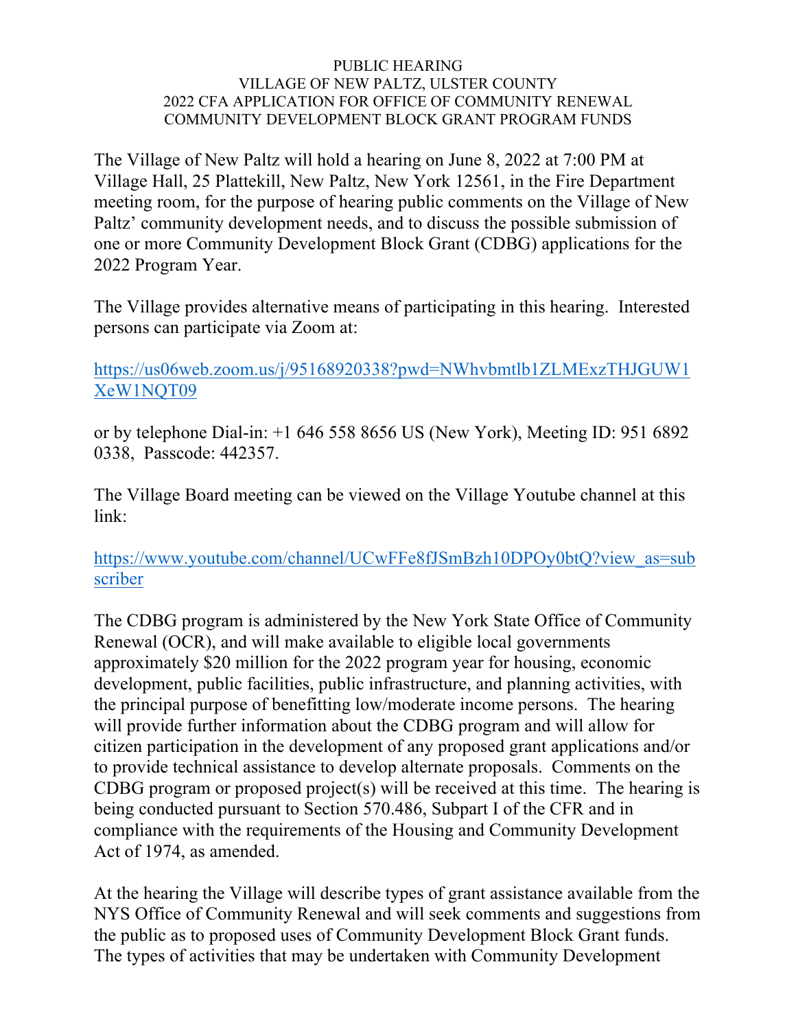# PUBLIC HEARING
## VILLAGE OF NEW PALTZ, ULSTER COUNTY
## 2022 CFA APPLICATION FOR OFFICE OF COMMUNITY RENEWAL
## COMMUNITY DEVELOPMENT BLOCK GRANT PROGRAM FUNDS

The Village of New Paltz will hold a hearing on June 8, 2022 at 7:00 PM at Village Hall, 25 Plattekill, New Paltz, New York 12561, in the Fire Department meeting room, for the purpose of hearing public comments on the Village of New Paltz' community development needs, and to discuss the possible submission of one or more Community Development Block Grant (CDBG) applications for the 2022 Program Year.

The Village provides alternative means of participating in this hearing. Interested persons can participate via Zoom at:

https://us06web.zoom.us/j/95168920338?pwd=NWhvbmtlb1ZLMExzTHJGUW1XeW1NQT09

or by telephone Dial-in: +1 646 558 8656 US (New York), Meeting ID: 951 6892 0338, Passcode: 442357.

The Village Board meeting can be viewed on the Village Youtube channel at this link:

https://www.youtube.com/channel/UCwFFe8fJSmBzh10DPOy0btQ?view_as=subscriber

The CDBG program is administered by the New York State Office of Community Renewal (OCR), and will make available to eligible local governments approximately $20 million for the 2022 program year for housing, economic development, public facilities, public infrastructure, and planning activities, with the principal purpose of benefitting low/moderate income persons. The hearing will provide further information about the CDBG program and will allow for citizen participation in the development of any proposed grant applications and/or to provide technical assistance to develop alternate proposals. Comments on the CDBG program or proposed project(s) will be received at this time. The hearing is being conducted pursuant to Section 570.486, Subpart I of the CFR and in compliance with the requirements of the Housing and Community Development Act of 1974, as amended.

At the hearing the Village will describe types of grant assistance available from the NYS Office of Community Renewal and will seek comments and suggestions from the public as to proposed uses of Community Development Block Grant funds. The types of activities that may be undertaken with Community Development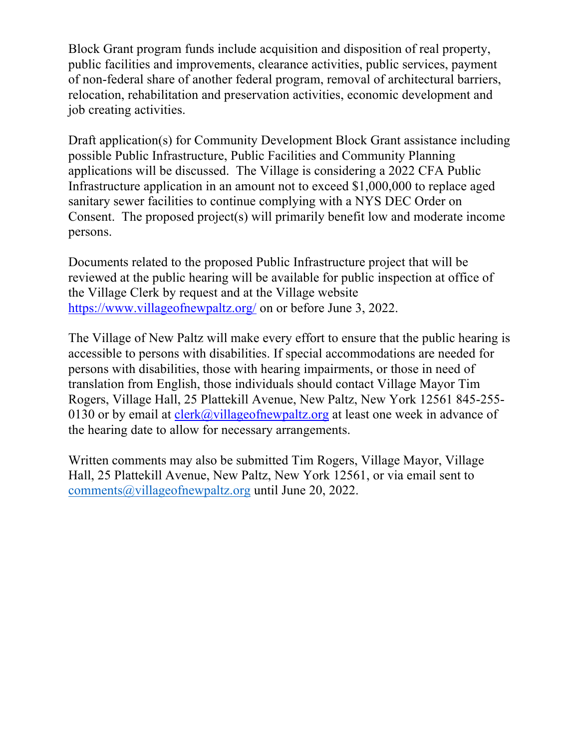Block Grant program funds include acquisition and disposition of real property, public facilities and improvements, clearance activities, public services, payment of non-federal share of another federal program, removal of architectural barriers, relocation, rehabilitation and preservation activities, economic development and job creating activities.

Draft application(s) for Community Development Block Grant assistance including possible Public Infrastructure, Public Facilities and Community Planning applications will be discussed. The Village is considering a 2022 CFA Public Infrastructure application in an amount not to exceed $1,000,000 to replace aged sanitary sewer facilities to continue complying with a NYS DEC Order on Consent. The proposed project(s) will primarily benefit low and moderate income persons.

Documents related to the proposed Public Infrastructure project that will be reviewed at the public hearing will be available for public inspection at office of the Village Clerk by request and at the Village website https://www.villageofnewpaltz.org/ on or before June 3, 2022.

The Village of New Paltz will make every effort to ensure that the public hearing is accessible to persons with disabilities. If special accommodations are needed for persons with disabilities, those with hearing impairments, or those in need of translation from English, those individuals should contact Village Mayor Tim Rogers, Village Hall, 25 Plattekill Avenue, New Paltz, New York 12561 845-255-0130 or by email at clerk@villageofnewpaltz.org at least one week in advance of the hearing date to allow for necessary arrangements.

Written comments may also be submitted Tim Rogers, Village Mayor, Village Hall, 25 Plattekill Avenue, New Paltz, New York 12561, or via email sent to comments@villageofnewpaltz.org until June 20, 2022.